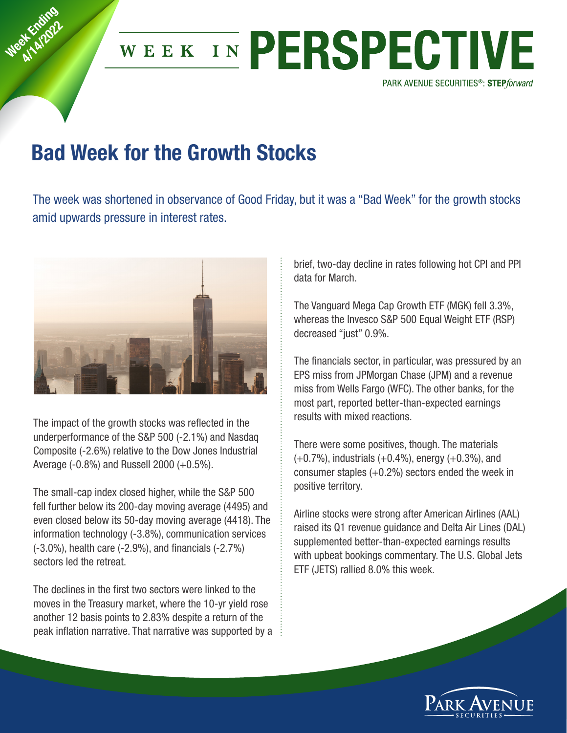Week Ending 4/14/2022

# WEEK IN PERSPECTIVE

PARK AVENUE SECURITIES®: **STEP***forward*

## Bad Week for the Growth Stocks

The week was shortened in observance of Good Friday, but it was a "Bad Week" for the growth stocks amid upwards pressure in interest rates.

The impact of the growth stocks was reflected in the underperformance of the S&P 500 (-2.1%) and Nasdaq Composite (-2.6%) relative to the Dow Jones Industrial Average (-0.8%) and Russell 2000 (+0.5%).

The small-cap index closed higher, while the S&P 500 fell further below its 200-day moving average (4495) and even closed below its 50-day moving average (4418). The information technology (-3.8%), communication services (-3.0%), health care (-2.9%), and financials (-2.7%) sectors led the retreat.

The declines in the first two sectors were linked to the moves in the Treasury market, where the 10-yr yield rose another 12 basis points to 2.83% despite a return of the peak inflation narrative. That narrative was supported by a brief, two-day decline in rates following hot CPI and PPI data for March.

The Vanguard Mega Cap Growth ETF (MGK) fell 3.3%, whereas the Invesco S&P 500 Equal Weight ETF (RSP) decreased "just" 0.9%.

The financials sector, in particular, was pressured by an EPS miss from JPMorgan Chase (JPM) and a revenue miss from Wells Fargo (WFC). The other banks, for the most part, reported better-than-expected earnings results with mixed reactions.

There were some positives, though. The materials (+0.7%), industrials (+0.4%), energy (+0.3%), and consumer staples (+0.2%) sectors ended the week in positive territory.

Airline stocks were strong after American Airlines (AAL) raised its Q1 revenue guidance and Delta Air Lines (DAL) supplemented better-than-expected earnings results with upbeat bookings commentary. The U.S. Global Jets ETF (JETS) rallied 8.0% this week.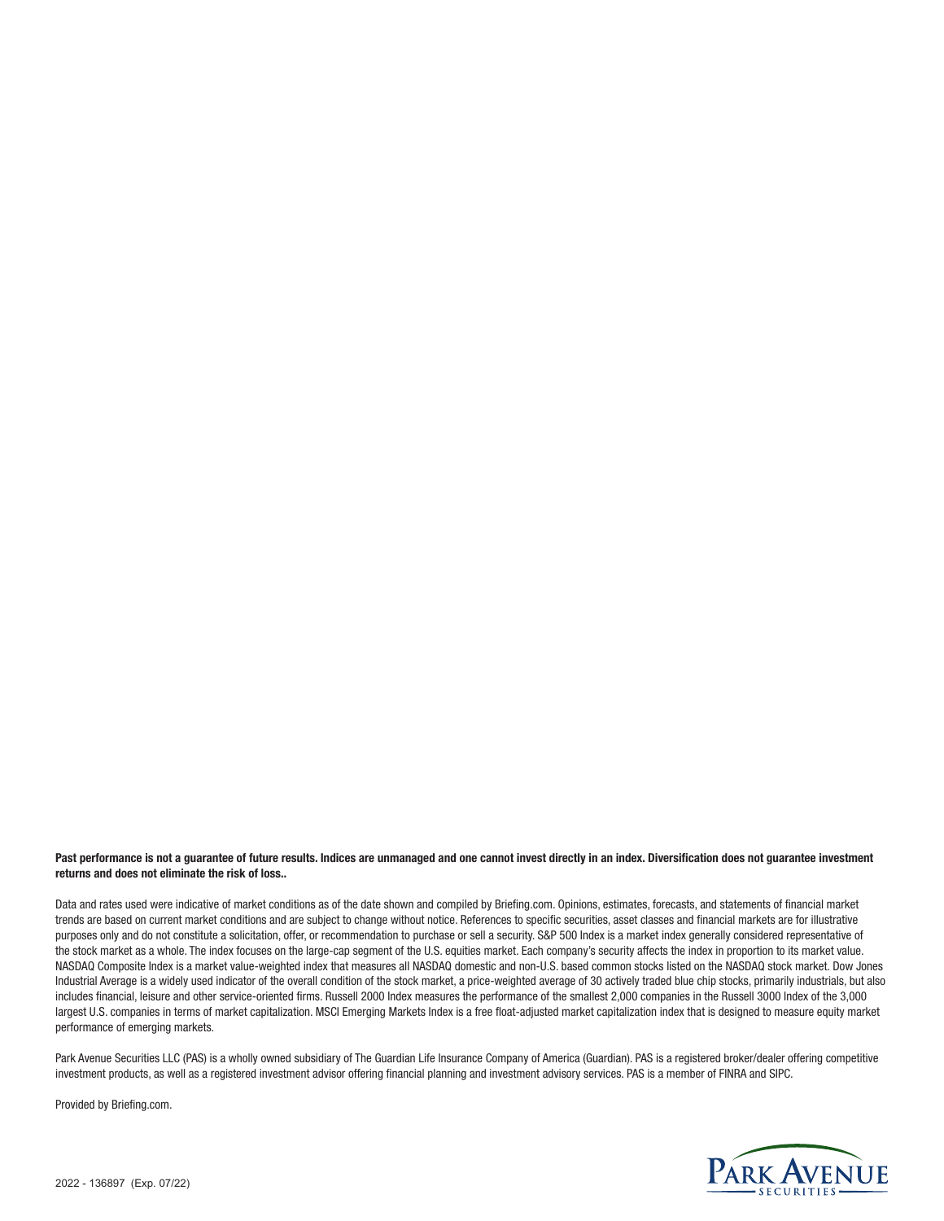**Past performance is not a guarantee of future results. Indices are unmanaged and one cannot invest directly in an index. Diversification does not guarantee investment returns and does not eliminate the risk of loss..**

Data and rates used were indicative of market conditions as of the date shown and compiled by Briefing.com. Opinions, estimates, forecasts, and statements of financial market trends are based on current market conditions and are subject to change without notice. References to specific securities, asset classes and financial markets are for illustrative purposes only and do not constitute a solicitation, offer, or recommendation to purchase or sell a security. S&P 500 Index is a market index generally considered representative of the stock market as a whole. The index focuses on the large-cap segment of the U.S. equities market. Each company's security affects the index in proportion to its market value. NASDAQ Composite Index is a market value-weighted index that measures all NASDAQ domestic and non-U.S. based common stocks listed on the NASDAQ stock market. Dow Jones Industrial Average is a widely used indicator of the overall condition of the stock market, a price-weighted average of 30 actively traded blue chip stocks, primarily industrials, but also includes financial, leisure and other service-oriented firms. Russell 2000 Index measures the performance of the smallest 2,000 companies in the Russell 3000 Index of the 3,000 largest U.S. companies in terms of market capitalization. MSCI Emerging Markets Index is a free float-adjusted market capitalization index that is designed to measure equity market performance of emerging markets.

Park Avenue Securities LLC (PAS) is a wholly owned subsidiary of The Guardian Life Insurance Company of America (Guardian). PAS is a registered broker/dealer offering competitive investment products, as well as a registered investment advisor offering financial planning and investment advisory services. PAS is a member of FINRA and SIPC.

Provided by Briefing.com.

2022 - 136897 (Exp. 07/22)

PARK AVENUE SECURITIES